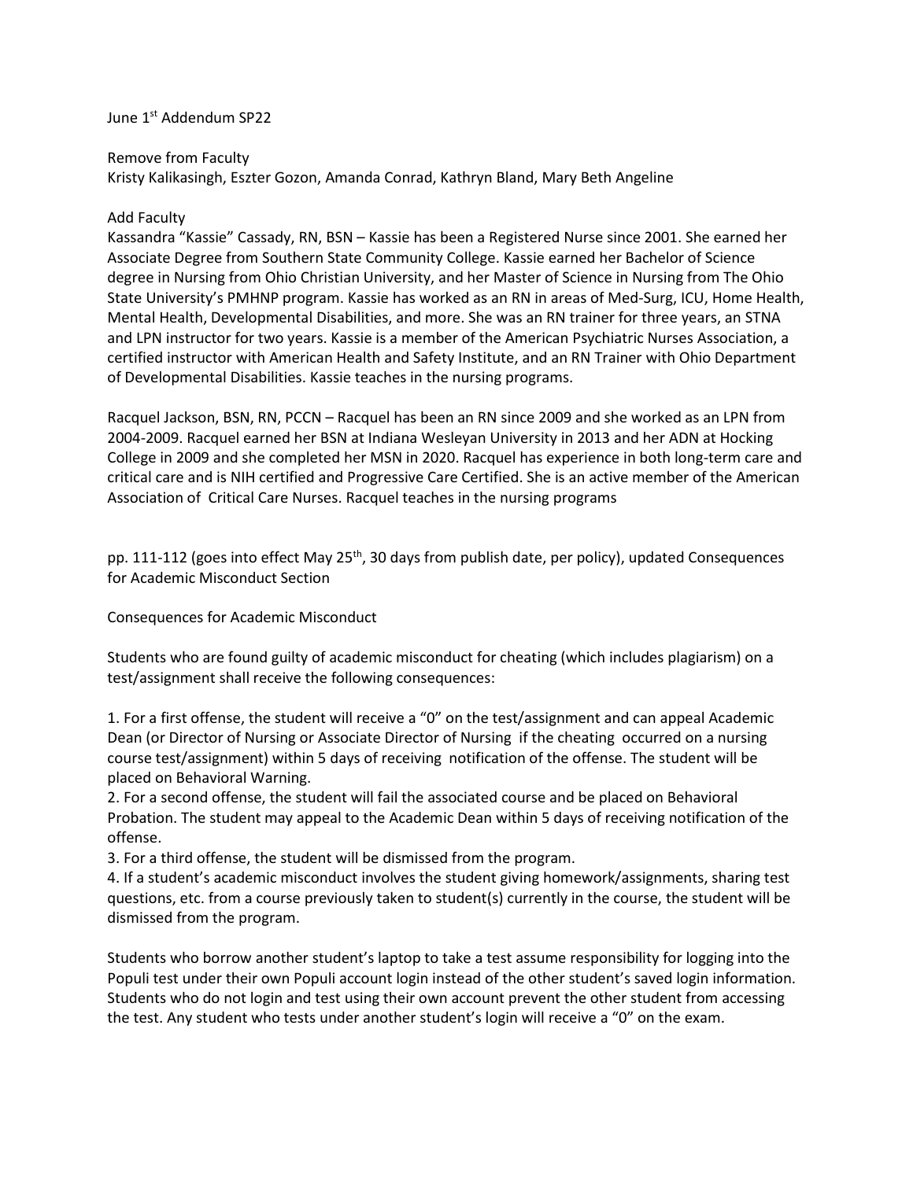June 1st Addendum SP22

Remove from Faculty
Kristy Kalikasingh, Eszter Gozon, Amanda Conrad, Kathryn Bland, Mary Beth Angeline

Add Faculty
Kassandra "Kassie" Cassady, RN, BSN – Kassie has been a Registered Nurse since 2001. She earned her Associate Degree from Southern State Community College. Kassie earned her Bachelor of Science degree in Nursing from Ohio Christian University, and her Master of Science in Nursing from The Ohio State University's PMHNP program. Kassie has worked as an RN in areas of Med-Surg, ICU, Home Health, Mental Health, Developmental Disabilities, and more. She was an RN trainer for three years, an STNA and LPN instructor for two years. Kassie is a member of the American Psychiatric Nurses Association, a certified instructor with American Health and Safety Institute, and an RN Trainer with Ohio Department of Developmental Disabilities. Kassie teaches in the nursing programs.

Racquel Jackson, BSN, RN, PCCN – Racquel has been an RN since 2009 and she worked as an LPN from 2004-2009. Racquel earned her BSN at Indiana Wesleyan University in 2013 and her ADN at Hocking College in 2009 and she completed her MSN in 2020. Racquel has experience in both long-term care and critical care and is NIH certified and Progressive Care Certified. She is an active member of the American Association of Critical Care Nurses. Racquel teaches in the nursing programs

pp. 111-112 (goes into effect May 25th, 30 days from publish date, per policy), updated Consequences for Academic Misconduct Section

Consequences for Academic Misconduct

Students who are found guilty of academic misconduct for cheating (which includes plagiarism) on a test/assignment shall receive the following consequences:

1. For a first offense, the student will receive a "0" on the test/assignment and can appeal Academic Dean (or Director of Nursing or Associate Director of Nursing if the cheating occurred on a nursing course test/assignment) within 5 days of receiving notification of the offense. The student will be placed on Behavioral Warning.
2. For a second offense, the student will fail the associated course and be placed on Behavioral Probation. The student may appeal to the Academic Dean within 5 days of receiving notification of the offense.
3. For a third offense, the student will be dismissed from the program.
4. If a student's academic misconduct involves the student giving homework/assignments, sharing test questions, etc. from a course previously taken to student(s) currently in the course, the student will be dismissed from the program.

Students who borrow another student's laptop to take a test assume responsibility for logging into the Populi test under their own Populi account login instead of the other student's saved login information. Students who do not login and test using their own account prevent the other student from accessing the test. Any student who tests under another student's login will receive a "0" on the exam.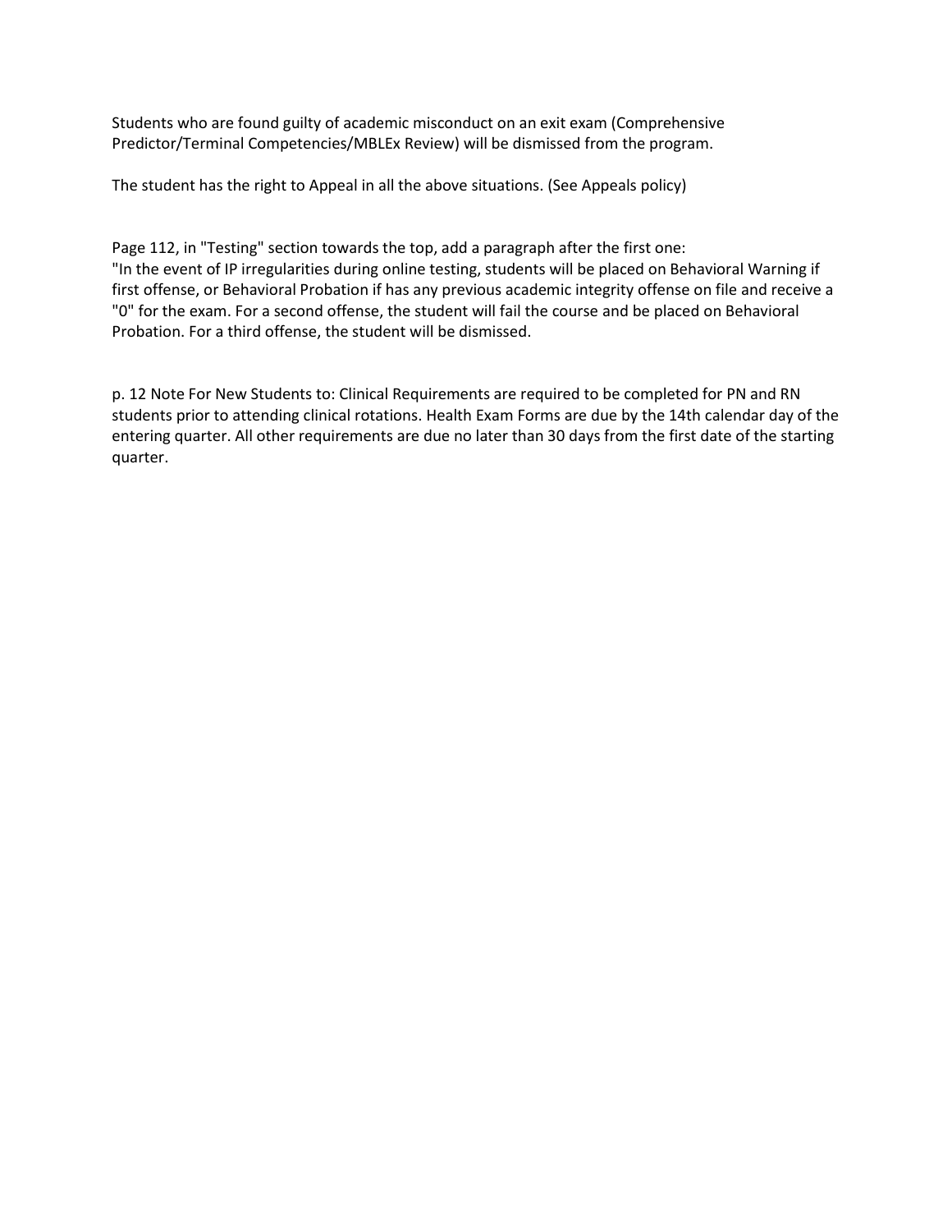Students who are found guilty of academic misconduct on an exit exam (Comprehensive Predictor/Terminal Competencies/MBLEx Review) will be dismissed from the program.

The student has the right to Appeal in all the above situations. (See Appeals policy)

Page 112, in "Testing" section towards the top, add a paragraph after the first one:
"In the event of IP irregularities during online testing, students will be placed on Behavioral Warning if first offense, or Behavioral Probation if has any previous academic integrity offense on file and receive a "0" for the exam. For a second offense, the student will fail the course and be placed on Behavioral Probation. For a third offense, the student will be dismissed.

p. 12 Note For New Students to: Clinical Requirements are required to be completed for PN and RN students prior to attending clinical rotations. Health Exam Forms are due by the 14th calendar day of the entering quarter. All other requirements are due no later than 30 days from the first date of the starting quarter.